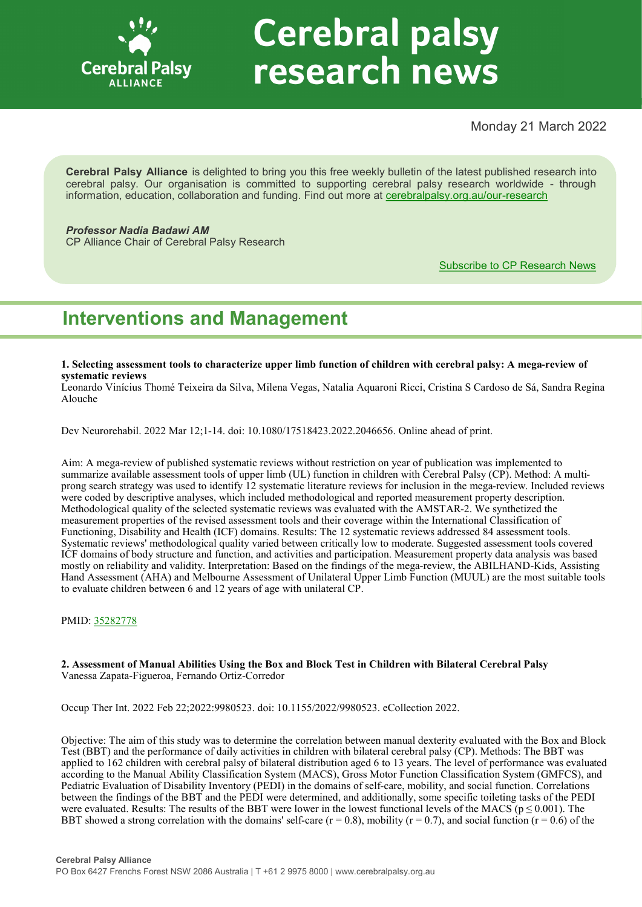# Cerebral palsy research news

Monday 21 March 2022

**Cerebral Palsy Alliance** is delighted to bring you this free weekly bulletin of the latest published research into cerebral palsy. Our organisation is committed to supporting cerebral palsy research worldwide - through information, education, collaboration and funding. Find out more at [cerebralpalsy.org.au/our-research](cerebralpalsy.org.au/our-research)

***Professor Nadia Badawi AM***
CP Alliance Chair of Cerebral Palsy Research

Subscribe to CP Research News

## Interventions and Management

**1. Selecting assessment tools to characterize upper limb function of children with cerebral palsy: A mega-review of systematic reviews**
Leonardo Vinícius Thomé Teixeira da Silva, Milena Vegas, Natalia Aquaroni Ricci, Cristina S Cardoso de Sá, Sandra Regina Alouche

Dev Neurorehabil. 2022 Mar 12;1-14. doi: 10.1080/17518423.2022.2046656. Online ahead of print.

Aim: A mega-review of published systematic reviews without restriction on year of publication was implemented to summarize available assessment tools of upper limb (UL) function in children with Cerebral Palsy (CP). Method: A multi-prong search strategy was used to identify 12 systematic literature reviews for inclusion in the mega-review. Included reviews were coded by descriptive analyses, which included methodological and reported measurement property description. Methodological quality of the selected systematic reviews was evaluated with the AMSTAR-2. We synthetized the measurement properties of the revised assessment tools and their coverage within the International Classification of Functioning, Disability and Health (ICF) domains. Results: The 12 systematic reviews addressed 84 assessment tools. Systematic reviews' methodological quality varied between critically low to moderate. Suggested assessment tools covered ICF domains of body structure and function, and activities and participation. Measurement property data analysis was based mostly on reliability and validity. Interpretation: Based on the findings of the mega-review, the ABILHAND-Kids, Assisting Hand Assessment (AHA) and Melbourne Assessment of Unilateral Upper Limb Function (MUUL) are the most suitable tools to evaluate children between 6 and 12 years of age with unilateral CP.

PMID: 35282778

**2. Assessment of Manual Abilities Using the Box and Block Test in Children with Bilateral Cerebral Palsy**
Vanessa Zapata-Figueroa, Fernando Ortiz-Corredor

Occup Ther Int. 2022 Feb 22;2022:9980523. doi: 10.1155/2022/9980523. eCollection 2022.

Objective: The aim of this study was to determine the correlation between manual dexterity evaluated with the Box and Block Test (BBT) and the performance of daily activities in children with bilateral cerebral palsy (CP). Methods: The BBT was applied to 162 children with cerebral palsy of bilateral distribution aged 6 to 13 years. The level of performance was evaluated according to the Manual Ability Classification System (MACS), Gross Motor Function Classification System (GMFCS), and Pediatric Evaluation of Disability Inventory (PEDI) in the domains of self-care, mobility, and social function. Correlations between the findings of the BBT and the PEDI were determined, and additionally, some specific toileting tasks of the PEDI were evaluated. Results: The results of the BBT were lower in the lowest functional levels of the MACS ($p \leq 0.001$). The BBT showed a strong correlation with the domains' self-care ($r = 0.8$), mobility ($r = 0.7$), and social function ($r = 0.6$) of the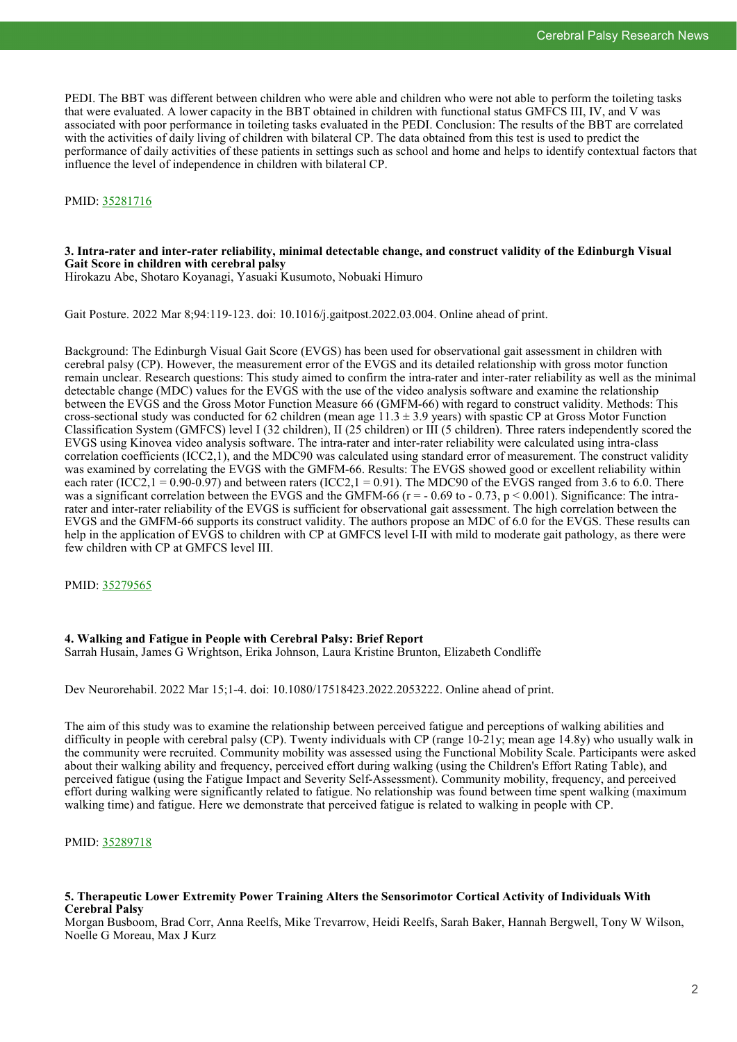PEDI. The BBT was different between children who were able and children who were not able to perform the toileting tasks that were evaluated. A lower capacity in the BBT obtained in children with functional status GMFCS III, IV, and V was associated with poor performance in toileting tasks evaluated in the PEDI. Conclusion: The results of the BBT are correlated with the activities of daily living of children with bilateral CP. The data obtained from this test is used to predict the performance of daily activities of these patients in settings such as school and home and helps to identify contextual factors that influence the level of independence in children with bilateral CP.

PMID: [35281716](https://pubmed.ncbi.nlm.nih.gov/35281716)

### 3. Intra-rater and inter-rater reliability, minimal detectable change, and construct validity of the Edinburgh Visual Gait Score in children with cerebral palsy

Hirokazu Abe, Shotaro Koyanagi, Yasuaki Kusumoto, Nobuaki Himuro

Gait Posture. 2022 Mar 8;94:119-123. doi: 10.1016/j.gaitpost.2022.03.004. Online ahead of print.

Background: The Edinburgh Visual Gait Score (EVGS) has been used for observational gait assessment in children with cerebral palsy (CP). However, the measurement error of the EVGS and its detailed relationship with gross motor function remain unclear. Research questions: This study aimed to confirm the intra-rater and inter-rater reliability as well as the minimal detectable change (MDC) values for the EVGS with the use of the video analysis software and examine the relationship between the EVGS and the Gross Motor Function Measure 66 (GMFM-66) with regard to construct validity. Methods: This cross-sectional study was conducted for 62 children (mean age 11.3 ± 3.9 years) with spastic CP at Gross Motor Function Classification System (GMFCS) level I (32 children), II (25 children) or III (5 children). Three raters independently scored the EVGS using Kinovea video analysis software. The intra-rater and inter-rater reliability were calculated using intra-class correlation coefficients (ICC2,1), and the MDC90 was calculated using standard error of measurement. The construct validity was examined by correlating the EVGS with the GMFM-66. Results: The EVGS showed good or excellent reliability within each rater (ICC2,1 = 0.90-0.97) and between raters (ICC2,1 = 0.91). The MDC90 of the EVGS ranged from 3.6 to 6.0. There was a significant correlation between the EVGS and the GMFM-66 ($r = -0.69$ to $-0.73$, $p < 0.001$). Significance: The intra-rater and inter-rater reliability of the EVGS is sufficient for observational gait assessment. The high correlation between the EVGS and the GMFM-66 supports its construct validity. The authors propose an MDC of 6.0 for the EVGS. These results can help in the application of EVGS to children with CP at GMFCS level I-II with mild to moderate gait pathology, as there were few children with CP at GMFCS level III.

PMID: [35279565](https://pubmed.ncbi.nlm.nih.gov/35279565)

### 4. Walking and Fatigue in People with Cerebral Palsy: Brief Report

Sarrah Husain, James G Wrightson, Erika Johnson, Laura Kristine Brunton, Elizabeth Condliffe

Dev Neurorehabil. 2022 Mar 15;1-4. doi: 10.1080/17518423.2022.2053222. Online ahead of print.

The aim of this study was to examine the relationship between perceived fatigue and perceptions of walking abilities and difficulty in people with cerebral palsy (CP). Twenty individuals with CP (range 10-21y; mean age 14.8y) who usually walk in the community were recruited. Community mobility was assessed using the Functional Mobility Scale. Participants were asked about their walking ability and frequency, perceived effort during walking (using the Children's Effort Rating Table), and perceived fatigue (using the Fatigue Impact and Severity Self-Assessment). Community mobility, frequency, and perceived effort during walking were significantly related to fatigue. No relationship was found between time spent walking (maximum walking time) and fatigue. Here we demonstrate that perceived fatigue is related to walking in people with CP.

PMID: [35289718](https://pubmed.ncbi.nlm.nih.gov/35289718)

### 5. Therapeutic Lower Extremity Power Training Alters the Sensorimotor Cortical Activity of Individuals With Cerebral Palsy

Morgan Busboom, Brad Corr, Anna Reelfs, Mike Trevarrow, Heidi Reelfs, Sarah Baker, Hannah Bergwell, Tony W Wilson, Noelle G Moreau, Max J Kurz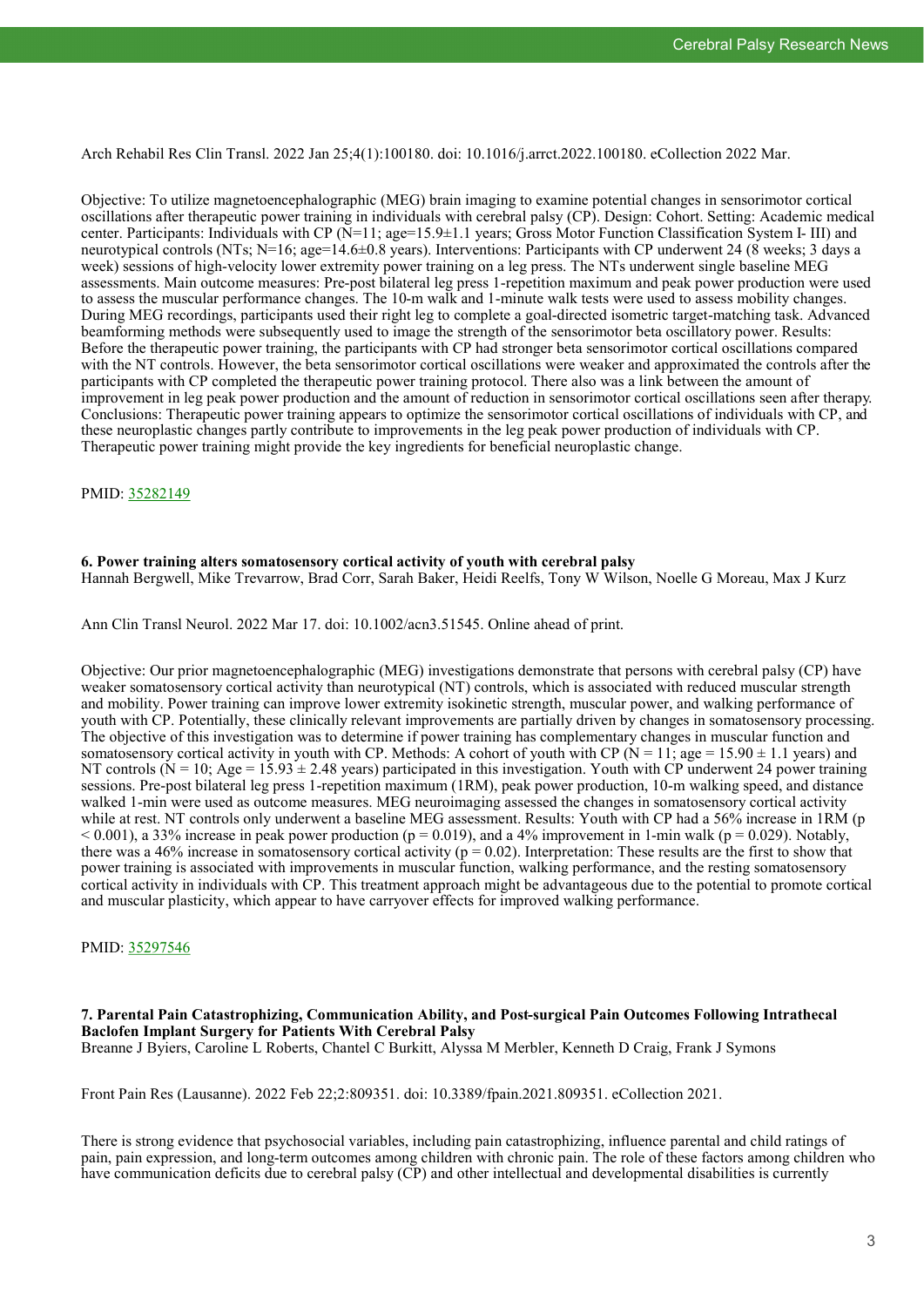Arch Rehabil Res Clin Transl. 2022 Jan 25;4(1):100180. doi: 10.1016/j.arrct.2022.100180. eCollection 2022 Mar.

Objective: To utilize magnetoencephalographic (MEG) brain imaging to examine potential changes in sensorimotor cortical oscillations after therapeutic power training in individuals with cerebral palsy (CP). Design: Cohort. Setting: Academic medical center. Participants: Individuals with CP (N=11; age=15.9±1.1 years; Gross Motor Function Classification System I- III) and neurotypical controls (NTs; N=16; age=14.6±0.8 years). Interventions: Participants with CP underwent 24 (8 weeks; 3 days a week) sessions of high-velocity lower extremity power training on a leg press. The NTs underwent single baseline MEG assessments. Main outcome measures: Pre-post bilateral leg press 1-repetition maximum and peak power production were used to assess the muscular performance changes. The 10-m walk and 1-minute walk tests were used to assess mobility changes. During MEG recordings, participants used their right leg to complete a goal-directed isometric target-matching task. Advanced beamforming methods were subsequently used to image the strength of the sensorimotor beta oscillatory power. Results: Before the therapeutic power training, the participants with CP had stronger beta sensorimotor cortical oscillations compared with the NT controls. However, the beta sensorimotor cortical oscillations were weaker and approximated the controls after the participants with CP completed the therapeutic power training protocol. There also was a link between the amount of improvement in leg peak power production and the amount of reduction in sensorimotor cortical oscillations seen after therapy. Conclusions: Therapeutic power training appears to optimize the sensorimotor cortical oscillations of individuals with CP, and these neuroplastic changes partly contribute to improvements in the leg peak power production of individuals with CP. Therapeutic power training might provide the key ingredients for beneficial neuroplastic change.

PMID: [35282149](https://pubmed.ncbi.nlm.nih.gov/35282149)

**6. Power training alters somatosensory cortical activity of youth with cerebral palsy**
Hannah Bergwell, Mike Trevarrow, Brad Corr, Sarah Baker, Heidi Reelfs, Tony W Wilson, Noelle G Moreau, Max J Kurz

Ann Clin Transl Neurol. 2022 Mar 17. doi: 10.1002/acn3.51545. Online ahead of print.

Objective: Our prior magnetoencephalographic (MEG) investigations demonstrate that persons with cerebral palsy (CP) have weaker somatosensory cortical activity than neurotypical (NT) controls, which is associated with reduced muscular strength and mobility. Power training can improve lower extremity isokinetic strength, muscular power, and walking performance of youth with CP. Potentially, these clinically relevant improvements are partially driven by changes in somatosensory processing. The objective of this investigation was to determine if power training has complementary changes in muscular function and somatosensory cortical activity in youth with CP. Methods: A cohort of youth with CP (N = 11; age = 15.90 ± 1.1 years) and NT controls (N = 10; Age = 15.93 ± 2.48 years) participated in this investigation. Youth with CP underwent 24 power training sessions. Pre-post bilateral leg press 1-repetition maximum (1RM), peak power production, 10-m walking speed, and distance walked 1-min were used as outcome measures. MEG neuroimaging assessed the changes in somatosensory cortical activity while at rest. NT controls only underwent a baseline MEG assessment. Results: Youth with CP had a 56% increase in 1RM ($p < 0.001$), a 33% increase in peak power production ($p = 0.019$), and a 4% improvement in 1-min walk ($p = 0.029$). Notably, there was a 46% increase in somatosensory cortical activity ($p = 0.02$). Interpretation: These results are the first to show that power training is associated with improvements in muscular function, walking performance, and the resting somatosensory cortical activity in individuals with CP. This treatment approach might be advantageous due to the potential to promote cortical and muscular plasticity, which appear to have carryover effects for improved walking performance.

PMID: [35297546](https://pubmed.ncbi.nlm.nih.gov/35297546)

**7. Parental Pain Catastrophizing, Communication Ability, and Post-surgical Pain Outcomes Following Intrathecal Baclofen Implant Surgery for Patients With Cerebral Palsy**
Breanne J Byiers, Caroline L Roberts, Chantel C Burkitt, Alyssa M Merbler, Kenneth D Craig, Frank J Symons

Front Pain Res (Lausanne). 2022 Feb 22;2:809351. doi: 10.3389/fpain.2021.809351. eCollection 2021.

There is strong evidence that psychosocial variables, including pain catastrophizing, influence parental and child ratings of pain, pain expression, and long-term outcomes among children with chronic pain. The role of these factors among children who have communication deficits due to cerebral palsy (CP) and other intellectual and developmental disabilities is currently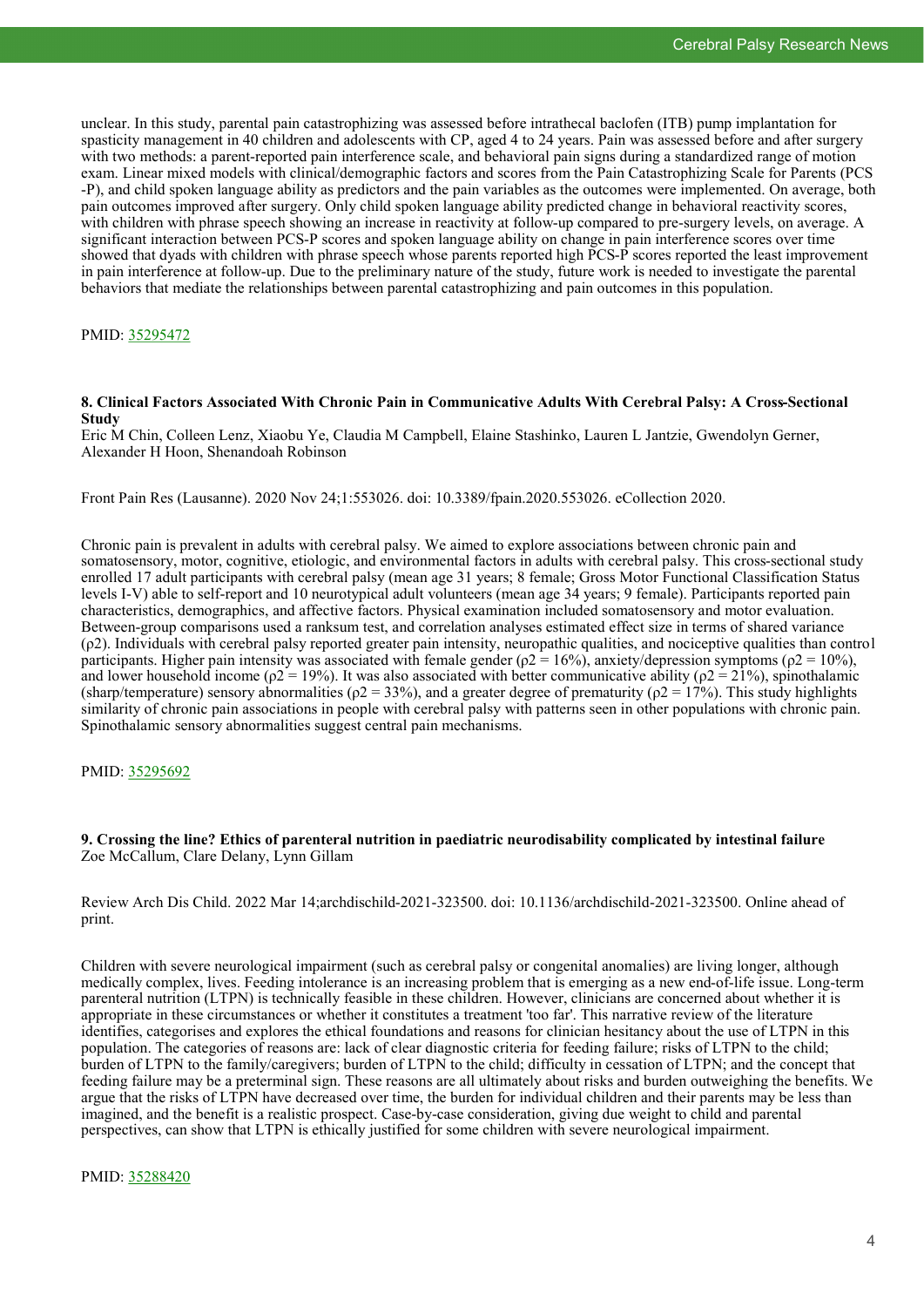unclear. In this study, parental pain catastrophizing was assessed before intrathecal baclofen (ITB) pump implantation for spasticity management in 40 children and adolescents with CP, aged 4 to 24 years. Pain was assessed before and after surgery with two methods: a parent-reported pain interference scale, and behavioral pain signs during a standardized range of motion exam. Linear mixed models with clinical/demographic factors and scores from the Pain Catastrophizing Scale for Parents (PCS-P), and child spoken language ability as predictors and the pain variables as the outcomes were implemented. On average, both pain outcomes improved after surgery. Only child spoken language ability predicted change in behavioral reactivity scores, with children with phrase speech showing an increase in reactivity at follow-up compared to pre-surgery levels, on average. A significant interaction between PCS-P scores and spoken language ability on change in pain interference scores over time showed that dyads with children with phrase speech whose parents reported high PCS-P scores reported the least improvement in pain interference at follow-up. Due to the preliminary nature of the study, future work is needed to investigate the parental behaviors that mediate the relationships between parental catastrophizing and pain outcomes in this population.

PMID: 35295472

**8. Clinical Factors Associated With Chronic Pain in Communicative Adults With Cerebral Palsy: A Cross-Sectional Study**
Eric M Chin, Colleen Lenz, Xiaobu Ye, Claudia M Campbell, Elaine Stashinko, Lauren L Jantzie, Gwendolyn Gerner, Alexander H Hoon, Shenandoah Robinson

Front Pain Res (Lausanne). 2020 Nov 24;1:553026. doi: 10.3389/fpain.2020.553026. eCollection 2020.

Chronic pain is prevalent in adults with cerebral palsy. We aimed to explore associations between chronic pain and somatosensory, motor, cognitive, etiologic, and environmental factors in adults with cerebral palsy. This cross-sectional study enrolled 17 adult participants with cerebral palsy (mean age 31 years; 8 female; Gross Motor Functional Classification Status levels I-V) able to self-report and 10 neurotypical adult volunteers (mean age 34 years; 9 female). Participants reported pain characteristics, demographics, and affective factors. Physical examination included somatosensory and motor evaluation. Between-group comparisons used a ranksum test, and correlation analyses estimated effect size in terms of shared variance ($\rho^2$). Individuals with cerebral palsy reported greater pain intensity, neuropathic qualities, and nociceptive qualities than control participants. Higher pain intensity was associated with female gender ($\rho^2 = 16\%$), anxiety/depression symptoms ($\rho^2 = 10\%$), and lower household income ($\rho^2 = 19\%$). It was also associated with better communicative ability ($\rho^2 = 21\%$), spinothalamic (sharp/temperature) sensory abnormalities ($\rho^2 = 33\%$), and a greater degree of prematurity ($\rho^2 = 17\%$). This study highlights similarity of chronic pain associations in people with cerebral palsy with patterns seen in other populations with chronic pain. Spinothalamic sensory abnormalities suggest central pain mechanisms.

PMID: 35295692

**9. Crossing the line? Ethics of parenteral nutrition in paediatric neurodisability complicated by intestinal failure**
Zoe McCallum, Clare Delany, Lynn Gillam

Review Arch Dis Child. 2022 Mar 14;archdischild-2021-323500. doi: 10.1136/archdischild-2021-323500. Online ahead of print.

Children with severe neurological impairment (such as cerebral palsy or congenital anomalies) are living longer, although medically complex, lives. Feeding intolerance is an increasing problem that is emerging as a new end-of-life issue. Long-term parenteral nutrition (LTPN) is technically feasible in these children. However, clinicians are concerned about whether it is appropriate in these circumstances or whether it constitutes a treatment 'too far'. This narrative review of the literature identifies, categorises and explores the ethical foundations and reasons for clinician hesitancy about the use of LTPN in this population. The categories of reasons are: lack of clear diagnostic criteria for feeding failure; risks of LTPN to the child; burden of LTPN to the family/caregivers; burden of LTPN to the child; difficulty in cessation of LTPN; and the concept that feeding failure may be a preterminal sign. These reasons are all ultimately about risks and burden outweighing the benefits. We argue that the risks of LTPN have decreased over time, the burden for individual children and their parents may be less than imagined, and the benefit is a realistic prospect. Case-by-case consideration, giving due weight to child and parental perspectives, can show that LTPN is ethically justified for some children with severe neurological impairment.

PMID: 35288420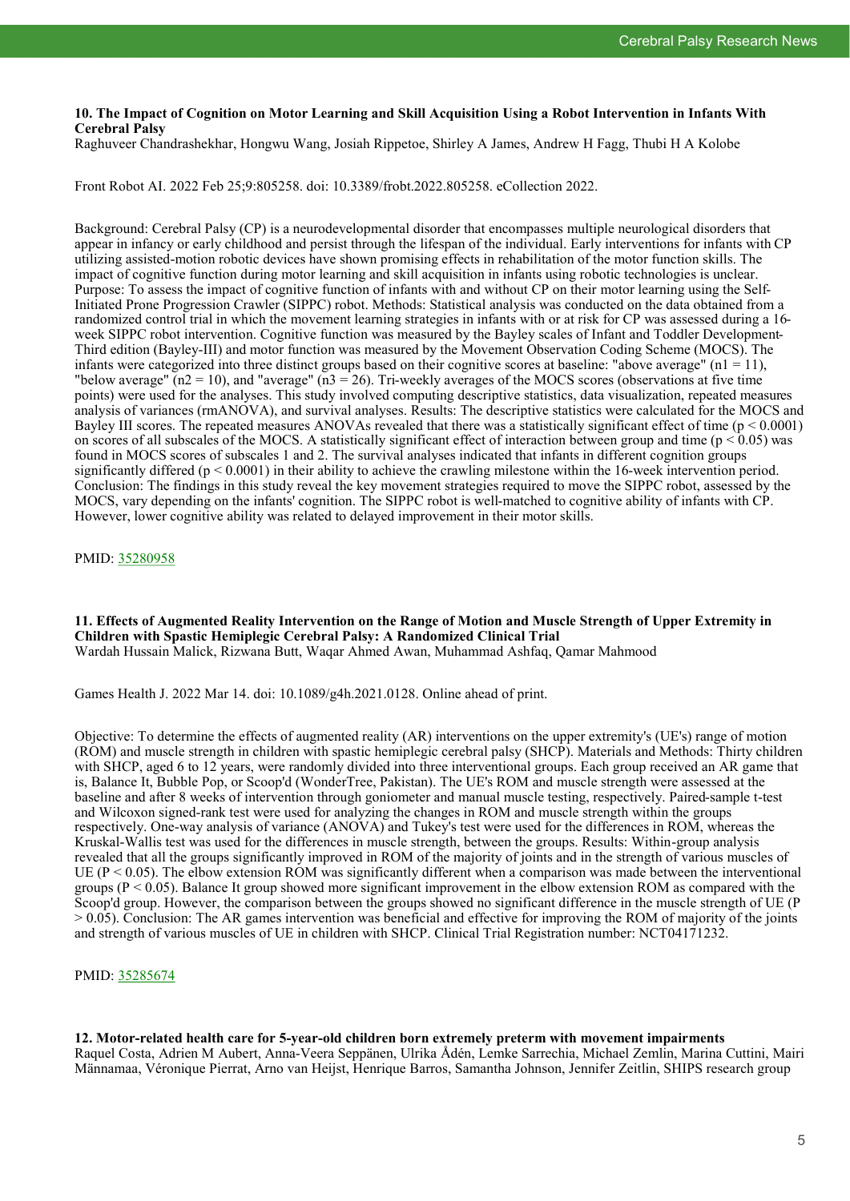### 10. The Impact of Cognition on Motor Learning and Skill Acquisition Using a Robot Intervention in Infants With Cerebral Palsy

Raghuveer Chandrashekhar, Hongwu Wang, Josiah Rippetoe, Shirley A James, Andrew H Fagg, Thubi H A Kolobe

Front Robot AI. 2022 Feb 25;9:805258. doi: 10.3389/frobt.2022.805258. eCollection 2022.

Background: Cerebral Palsy (CP) is a neurodevelopmental disorder that encompasses multiple neurological disorders that appear in infancy or early childhood and persist through the lifespan of the individual. Early interventions for infants with CP utilizing assisted-motion robotic devices have shown promising effects in rehabilitation of the motor function skills. The impact of cognitive function during motor learning and skill acquisition in infants using robotic technologies is unclear. Purpose: To assess the impact of cognitive function of infants with and without CP on their motor learning using the Self-Initiated Prone Progression Crawler (SIPPC) robot. Methods: Statistical analysis was conducted on the data obtained from a randomized control trial in which the movement learning strategies in infants with or at risk for CP was assessed during a 16-week SIPPC robot intervention. Cognitive function was measured by the Bayley scales of Infant and Toddler Development-Third edition (Bayley-III) and motor function was measured by the Movement Observation Coding Scheme (MOCS). The infants were categorized into three distinct groups based on their cognitive scores at baseline: "above average" ($n1 = 11$), "below average" ($n2 = 10$), and "average" ($n3 = 26$). Tri-weekly averages of the MOCS scores (observations at five time points) were used for the analyses. This study involved computing descriptive statistics, data visualization, repeated measures analysis of variances (rmANOVA), and survival analyses. Results: The descriptive statistics were calculated for the MOCS and Bayley III scores. The repeated measures ANOVAs revealed that there was a statistically significant effect of time ($p < 0.0001$) on scores of all subscales of the MOCS. A statistically significant effect of interaction between group and time ($p < 0.05$) was found in MOCS scores of subscales 1 and 2. The survival analyses indicated that infants in different cognition groups significantly differed ($p < 0.0001$) in their ability to achieve the crawling milestone within the 16-week intervention period. Conclusion: The findings in this study reveal the key movement strategies required to move the SIPPC robot, assessed by the MOCS, vary depending on the infants' cognition. The SIPPC robot is well-matched to cognitive ability of infants with CP. However, lower cognitive ability was related to delayed improvement in their motor skills.

PMID: 35280958

### 11. Effects of Augmented Reality Intervention on the Range of Motion and Muscle Strength of Upper Extremity in Children with Spastic Hemiplegic Cerebral Palsy: A Randomized Clinical Trial

Wardah Hussain Malick, Rizwana Butt, Waqar Ahmed Awan, Muhammad Ashfaq, Qamar Mahmood

Games Health J. 2022 Mar 14. doi: 10.1089/g4h.2021.0128. Online ahead of print.

Objective: To determine the effects of augmented reality (AR) interventions on the upper extremity's (UE's) range of motion (ROM) and muscle strength in children with spastic hemiplegic cerebral palsy (SHCP). Materials and Methods: Thirty children with SHCP, aged 6 to 12 years, were randomly divided into three interventional groups. Each group received an AR game that is, Balance It, Bubble Pop, or Scoop'd (WonderTree, Pakistan). The UE's ROM and muscle strength were assessed at the baseline and after 8 weeks of intervention through goniometer and manual muscle testing, respectively. Paired-sample t-test and Wilcoxon signed-rank test were used for analyzing the changes in ROM and muscle strength within the groups respectively. One-way analysis of variance (ANOVA) and Tukey's test were used for the differences in ROM, whereas the Kruskal-Wallis test was used for the differences in muscle strength, between the groups. Results: Within-group analysis revealed that all the groups significantly improved in ROM of the majority of joints and in the strength of various muscles of UE ($P < 0.05$). The elbow extension ROM was significantly different when a comparison was made between the interventional groups ($P < 0.05$). Balance It group showed more significant improvement in the elbow extension ROM as compared with the Scoop'd group. However, the comparison between the groups showed no significant difference in the muscle strength of UE ($P > 0.05$). Conclusion: The AR games intervention was beneficial and effective for improving the ROM of majority of the joints and strength of various muscles of UE in children with SHCP. Clinical Trial Registration number: NCT04171232.

PMID: 35285674

### 12. Motor-related health care for 5-year-old children born extremely preterm with movement impairments

Raquel Costa, Adrien M Aubert, Anna-Veera Seppänen, Ulrika Ådén, Lemke Sarrechia, Michael Zemlin, Marina Cuttini, Mairi Männamaa, Véronique Pierrat, Arno van Heijst, Henrique Barros, Samantha Johnson, Jennifer Zeitlin, SHIPS research group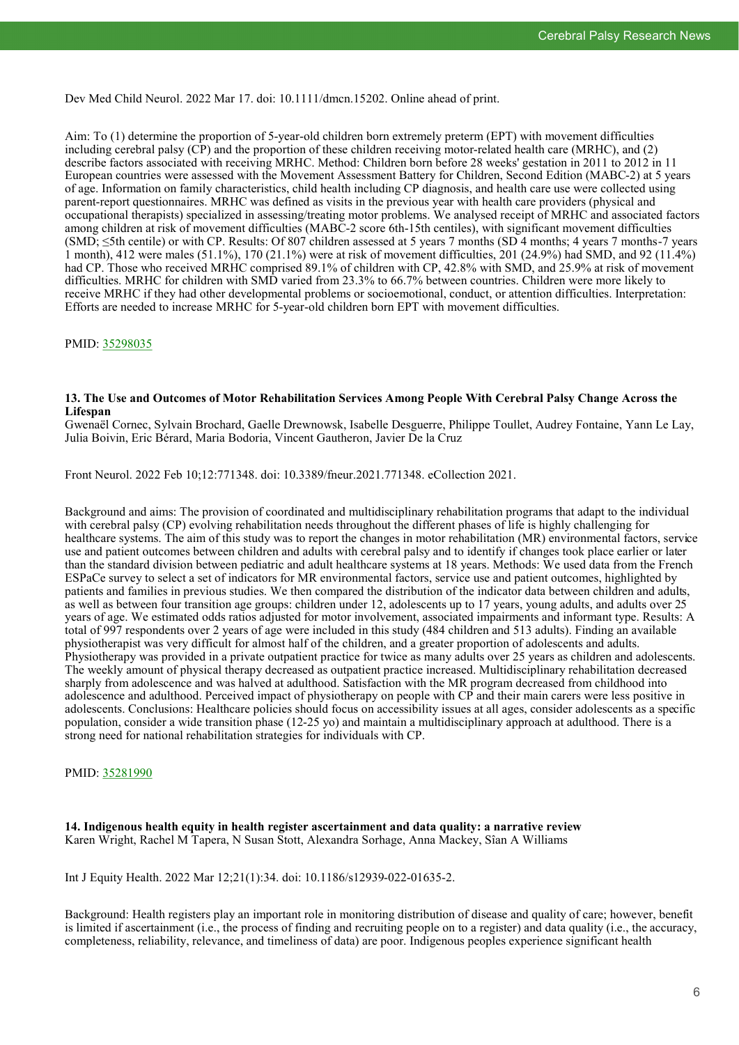Dev Med Child Neurol. 2022 Mar 17. doi: 10.1111/dmcn.15202. Online ahead of print.

Aim: To (1) determine the proportion of 5-year-old children born extremely preterm (EPT) with movement difficulties including cerebral palsy (CP) and the proportion of these children receiving motor-related health care (MRHC), and (2) describe factors associated with receiving MRHC. Method: Children born before 28 weeks' gestation in 2011 to 2012 in 11 European countries were assessed with the Movement Assessment Battery for Children, Second Edition (MABC-2) at 5 years of age. Information on family characteristics, child health including CP diagnosis, and health care use were collected using parent-report questionnaires. MRHC was defined as visits in the previous year with health care providers (physical and occupational therapists) specialized in assessing/treating motor problems. We analysed receipt of MRHC and associated factors among children at risk of movement difficulties (MABC-2 score 6th-15th centiles), with significant movement difficulties (SMD; ≤5th centile) or with CP. Results: Of 807 children assessed at 5 years 7 months (SD 4 months; 4 years 7 months-7 years 1 month), 412 were males (51.1%), 170 (21.1%) were at risk of movement difficulties, 201 (24.9%) had SMD, and 92 (11.4%) had CP. Those who received MRHC comprised 89.1% of children with CP, 42.8% with SMD, and 25.9% at risk of movement difficulties. MRHC for children with SMD varied from 23.3% to 66.7% between countries. Children were more likely to receive MRHC if they had other developmental problems or socioemotional, conduct, or attention difficulties. Interpretation: Efforts are needed to increase MRHC for 5-year-old children born EPT with movement difficulties.

PMID: [35298035](https://pubmed.ncbi.nlm.nih.gov/35298035)

### 13. The Use and Outcomes of Motor Rehabilitation Services Among People With Cerebral Palsy Change Across the Lifespan

Gwenaël Cornec, Sylvain Brochard, Gaelle Drewnowsk, Isabelle Desguerre, Philippe Toullet, Audrey Fontaine, Yann Le Lay, Julia Boivin, Eric Bérard, Maria Bodoria, Vincent Gautheron, Javier De la Cruz

Front Neurol. 2022 Feb 10;12:771348. doi: 10.3389/fneur.2021.771348. eCollection 2021.

Background and aims: The provision of coordinated and multidisciplinary rehabilitation programs that adapt to the individual with cerebral palsy (CP) evolving rehabilitation needs throughout the different phases of life is highly challenging for healthcare systems. The aim of this study was to report the changes in motor rehabilitation (MR) environmental factors, service use and patient outcomes between children and adults with cerebral palsy and to identify if changes took place earlier or later than the standard division between pediatric and adult healthcare systems at 18 years. Methods: We used data from the French ESPaCe survey to select a set of indicators for MR environmental factors, service use and patient outcomes, highlighted by patients and families in previous studies. We then compared the distribution of the indicator data between children and adults, as well as between four transition age groups: children under 12, adolescents up to 17 years, young adults, and adults over 25 years of age. We estimated odds ratios adjusted for motor involvement, associated impairments and informant type. Results: A total of 997 respondents over 2 years of age were included in this study (484 children and 513 adults). Finding an available physiotherapist was very difficult for almost half of the children, and a greater proportion of adolescents and adults. Physiotherapy was provided in a private outpatient practice for twice as many adults over 25 years as children and adolescents. The weekly amount of physical therapy decreased as outpatient practice increased. Multidisciplinary rehabilitation decreased sharply from adolescence and was halved at adulthood. Satisfaction with the MR program decreased from childhood into adolescence and adulthood. Perceived impact of physiotherapy on people with CP and their main carers were less positive in adolescents. Conclusions: Healthcare policies should focus on accessibility issues at all ages, consider adolescents as a specific population, consider a wide transition phase (12-25 yo) and maintain a multidisciplinary approach at adulthood. There is a strong need for national rehabilitation strategies for individuals with CP.

PMID: [35281990](https://pubmed.ncbi.nlm.nih.gov/35281990)

### 14. Indigenous health equity in health register ascertainment and data quality: a narrative review

Karen Wright, Rachel M Tapera, N Susan Stott, Alexandra Sorhage, Anna Mackey, Sîan A Williams

Int J Equity Health. 2022 Mar 12;21(1):34. doi: 10.1186/s12939-022-01635-2.

Background: Health registers play an important role in monitoring distribution of disease and quality of care; however, benefit is limited if ascertainment (i.e., the process of finding and recruiting people on to a register) and data quality (i.e., the accuracy, completeness, reliability, relevance, and timeliness of data) are poor. Indigenous peoples experience significant health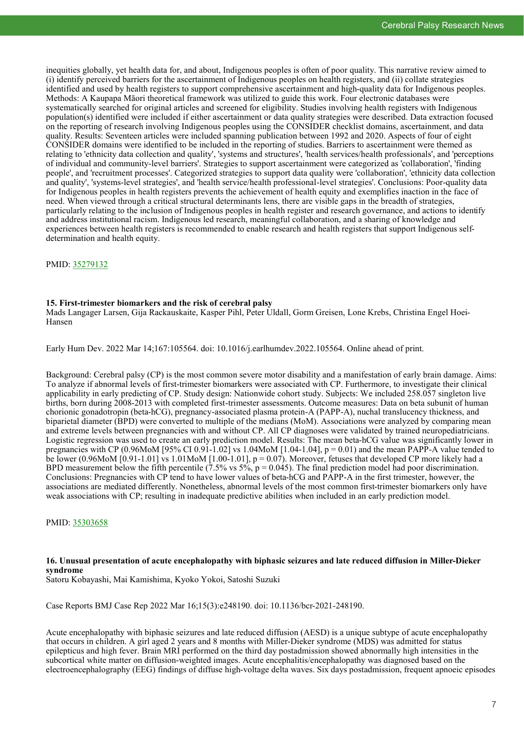inequities globally, yet health data for, and about, Indigenous peoples is often of poor quality. This narrative review aimed to (i) identify perceived barriers for the ascertainment of Indigenous peoples on health registers, and (ii) collate strategies identified and used by health registers to support comprehensive ascertainment and high-quality data for Indigenous peoples. Methods: A Kaupapa Māori theoretical framework was utilized to guide this work. Four electronic databases were systematically searched for original articles and screened for eligibility. Studies involving health registers with Indigenous population(s) identified were included if either ascertainment or data quality strategies were described. Data extraction focused on the reporting of research involving Indigenous peoples using the CONSIDER checklist domains, ascertainment, and data quality. Results: Seventeen articles were included spanning publication between 1992 and 2020. Aspects of four of eight CONSIDER domains were identified to be included in the reporting of studies. Barriers to ascertainment were themed as relating to 'ethnicity data collection and quality', 'systems and structures', 'health services/health professionals', and 'perceptions of individual and community-level barriers'. Strategies to support ascertainment were categorized as 'collaboration', 'finding people', and 'recruitment processes'. Categorized strategies to support data quality were 'collaboration', 'ethnicity data collection and quality', 'systems-level strategies', and 'health service/health professional-level strategies'. Conclusions: Poor-quality data for Indigenous peoples in health registers prevents the achievement of health equity and exemplifies inaction in the face of need. When viewed through a critical structural determinants lens, there are visible gaps in the breadth of strategies, particularly relating to the inclusion of Indigenous peoples in health register and research governance, and actions to identify and address institutional racism. Indigenous led research, meaningful collaboration, and a sharing of knowledge and experiences between health registers is recommended to enable research and health registers that support Indigenous self-determination and health equity.

PMID: 35279132

### 15. First-trimester biomarkers and the risk of cerebral palsy

Mads Langager Larsen, Gija Rackauskaite, Kasper Pihl, Peter Uldall, Gorm Greisen, Lone Krebs, Christina Engel Hoei-Hansen

Early Hum Dev. 2022 Mar 14;167:105564. doi: 10.1016/j.earlhumdev.2022.105564. Online ahead of print.

Background: Cerebral palsy (CP) is the most common severe motor disability and a manifestation of early brain damage. Aims: To analyze if abnormal levels of first-trimester biomarkers were associated with CP. Furthermore, to investigate their clinical applicability in early predicting of CP. Study design: Nationwide cohort study. Subjects: We included 258.057 singleton live births, born during 2008-2013 with completed first-trimester assessments. Outcome measures: Data on beta subunit of human chorionic gonadotropin (beta-hCG), pregnancy-associated plasma protein-A (PAPP-A), nuchal translucency thickness, and biparietal diameter (BPD) were converted to multiple of the medians (MoM). Associations were analyzed by comparing mean and extreme levels between pregnancies with and without CP. All CP diagnoses were validated by trained neuropediatricians. Logistic regression was used to create an early prediction model. Results: The mean beta-hCG value was significantly lower in pregnancies with CP (0.96MoM [95% CI 0.91-1.02] vs 1.04MoM [1.04-1.04], $p = 0.01$) and the mean PAPP-A value tended to be lower (0.96MoM [0.91-1.01] vs 1.01MoM [1.00-1.01], $p = 0.07$). Moreover, fetuses that developed CP more likely had a BPD measurement below the fifth percentile (7.5% vs 5%, $p = 0.045$). The final prediction model had poor discrimination. Conclusions: Pregnancies with CP tend to have lower values of beta-hCG and PAPP-A in the first trimester, however, the associations are mediated differently. Nonetheless, abnormal levels of the most common first-trimester biomarkers only have weak associations with CP; resulting in inadequate predictive abilities when included in an early prediction model.

PMID: 35303658

### 16. Unusual presentation of acute encephalopathy with biphasic seizures and late reduced diffusion in Miller-Dieker syndrome

Satoru Kobayashi, Mai Kamishima, Kyoko Yokoi, Satoshi Suzuki

Case Reports BMJ Case Rep 2022 Mar 16;15(3):e248190. doi: 10.1136/bcr-2021-248190.

Acute encephalopathy with biphasic seizures and late reduced diffusion (AESD) is a unique subtype of acute encephalopathy that occurs in children. A girl aged 2 years and 8 months with Miller-Dieker syndrome (MDS) was admitted for status epilepticus and high fever. Brain MRI performed on the third day postadmission showed abnormally high intensities in the subcortical white matter on diffusion-weighted images. Acute encephalitis/encephalopathy was diagnosed based on the electroencephalography (EEG) findings of diffuse high-voltage delta waves. Six days postadmission, frequent apnoeic episodes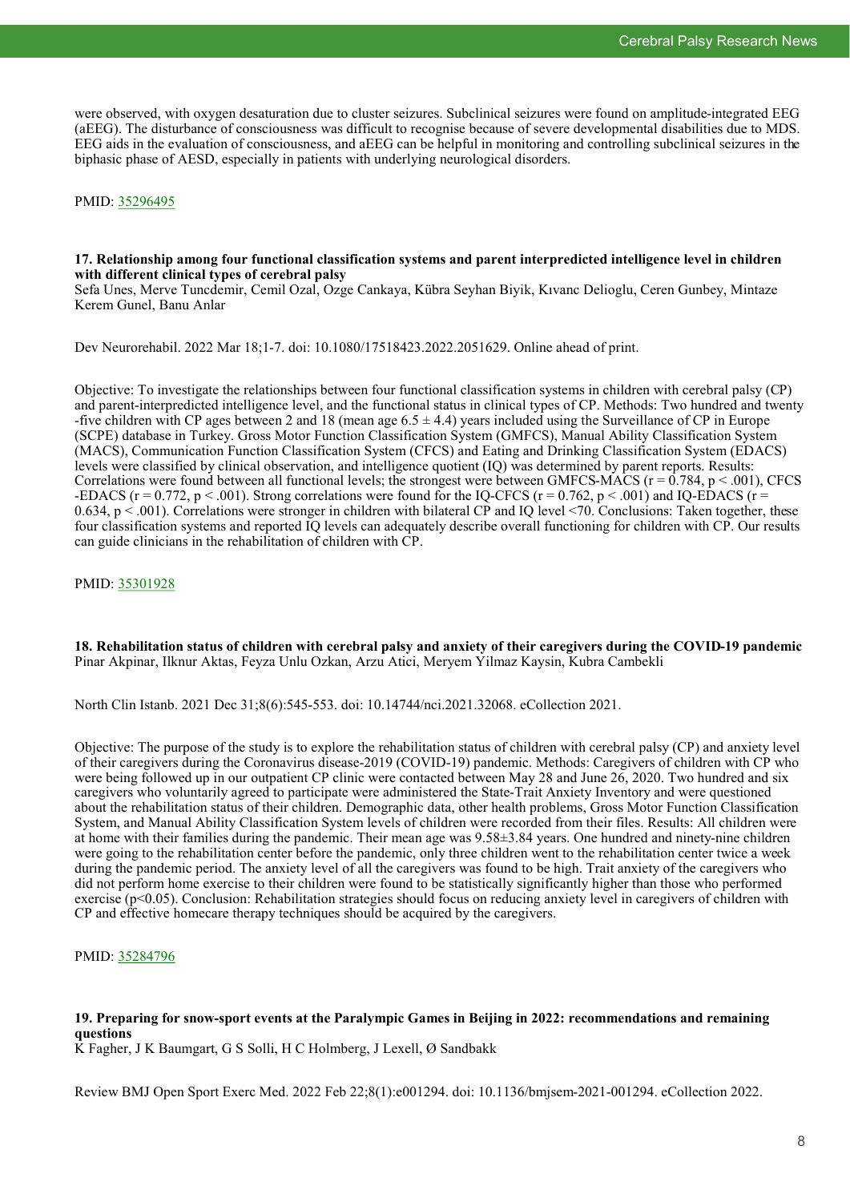were observed, with oxygen desaturation due to cluster seizures. Subclinical seizures were found on amplitude-integrated EEG (aEEG). The disturbance of consciousness was difficult to recognise because of severe developmental disabilities due to MDS. EEG aids in the evaluation of consciousness, and aEEG can be helpful in monitoring and controlling subclinical seizures in the biphasic phase of AESD, especially in patients with underlying neurological disorders.

PMID: [35296495](https://pubmed.ncbi.nlm.nih.gov/35296495)

### 17. Relationship among four functional classification systems and parent interpredicted intelligence level in children with different clinical types of cerebral palsy

Sefa Unes, Merve Tuncdemir, Cemil Ozal, Ozge Cankaya, Kübra Seyhan Biyik, Kıvanc Delioglu, Ceren Gunbey, Mintaze Kerem Gunel, Banu Anlar

Dev Neurorehabil. 2022 Mar 18;1-7. doi: 10.1080/17518423.2022.2051629. Online ahead of print.

Objective: To investigate the relationships between four functional classification systems in children with cerebral palsy (CP) and parent-interpredicted intelligence level, and the functional status in clinical types of CP. Methods: Two hundred and twenty-five children with CP ages between 2 and 18 (mean age $6.5 \pm 4.4$) years included using the Surveillance of CP in Europe (SCPE) database in Turkey. Gross Motor Function Classification System (GMFCS), Manual Ability Classification System (MACS), Communication Function Classification System (CFCS) and Eating and Drinking Classification System (EDACS) levels were classified by clinical observation, and intelligence quotient (IQ) was determined by parent reports. Results: Correlations were found between all functional levels; the strongest were between GMFCS-MACS ($r = 0.784$, $p < .001$), CFCS-EDACS ($r = 0.772$, $p < .001$). Strong correlations were found for the IQ-CFCS ($r = 0.762$, $p < .001$) and IQ-EDACS ($r = 0.634$, $p < .001$). Correlations were stronger in children with bilateral CP and IQ level <70. Conclusions: Taken together, these four classification systems and reported IQ levels can adequately describe overall functioning for children with CP. Our results can guide clinicians in the rehabilitation of children with CP.

PMID: [35301928](https://pubmed.ncbi.nlm.nih.gov/35301928)

### 18. Rehabilitation status of children with cerebral palsy and anxiety of their caregivers during the COVID-19 pandemic

Pinar Akpinar, Ilknur Aktas, Feyza Unlu Ozkan, Arzu Atici, Meryem Yilmaz Kaysin, Kubra Cambekli

North Clin Istanb. 2021 Dec 31;8(6):545-553. doi: 10.14744/nci.2021.32068. eCollection 2021.

Objective: The purpose of the study is to explore the rehabilitation status of children with cerebral palsy (CP) and anxiety level of their caregivers during the Coronavirus disease-2019 (COVID-19) pandemic. Methods: Caregivers of children with CP who were being followed up in our outpatient CP clinic were contacted between May 28 and June 26, 2020. Two hundred and six caregivers who voluntarily agreed to participate were administered the State-Trait Anxiety Inventory and were questioned about the rehabilitation status of their children. Demographic data, other health problems, Gross Motor Function Classification System, and Manual Ability Classification System levels of children were recorded from their files. Results: All children were at home with their families during the pandemic. Their mean age was $9.58 \pm 3.84$ years. One hundred and ninety-nine children were going to the rehabilitation center before the pandemic, only three children went to the rehabilitation center twice a week during the pandemic period. The anxiety level of all the caregivers was found to be high. Trait anxiety of the caregivers who did not perform home exercise to their children were found to be statistically significantly higher than those who performed exercise ($p<0.05$). Conclusion: Rehabilitation strategies should focus on reducing anxiety level in caregivers of children with CP and effective homecare therapy techniques should be acquired by the caregivers.

PMID: [35284796](https://pubmed.ncbi.nlm.nih.gov/35284796)

### 19. Preparing for snow-sport events at the Paralympic Games in Beijing in 2022: recommendations and remaining questions

K Fagher, J K Baumgart, G S Solli, H C Holmberg, J Lexell, Ø Sandbakk

Review BMJ Open Sport Exerc Med. 2022 Feb 22;8(1):e001294. doi: 10.1136/bmjsem-2021-001294. eCollection 2022.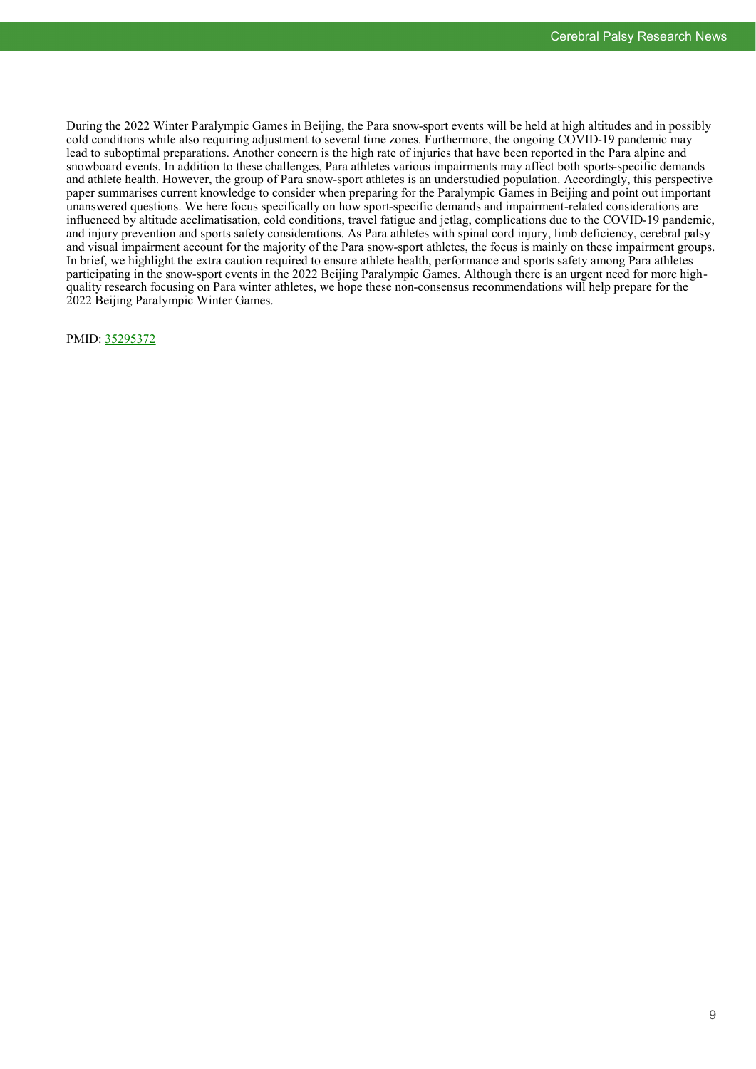During the 2022 Winter Paralympic Games in Beijing, the Para snow-sport events will be held at high altitudes and in possibly cold conditions while also requiring adjustment to several time zones. Furthermore, the ongoing COVID-19 pandemic may lead to suboptimal preparations. Another concern is the high rate of injuries that have been reported in the Para alpine and snowboard events. In addition to these challenges, Para athletes various impairments may affect both sports-specific demands and athlete health. However, the group of Para snow-sport athletes is an understudied population. Accordingly, this perspective paper summarises current knowledge to consider when preparing for the Paralympic Games in Beijing and point out important unanswered questions. We here focus specifically on how sport-specific demands and impairment-related considerations are influenced by altitude acclimatisation, cold conditions, travel fatigue and jetlag, complications due to the COVID-19 pandemic, and injury prevention and sports safety considerations. As Para athletes with spinal cord injury, limb deficiency, cerebral palsy and visual impairment account for the majority of the Para snow-sport athletes, the focus is mainly on these impairment groups. In brief, we highlight the extra caution required to ensure athlete health, performance and sports safety among Para athletes participating in the snow-sport events in the 2022 Beijing Paralympic Games. Although there is an urgent need for more high-quality research focusing on Para winter athletes, we hope these non-consensus recommendations will help prepare for the 2022 Beijing Paralympic Winter Games.

PMID: [35295372](https://pubmed.ncbi.nlm.nih.gov/35295372)